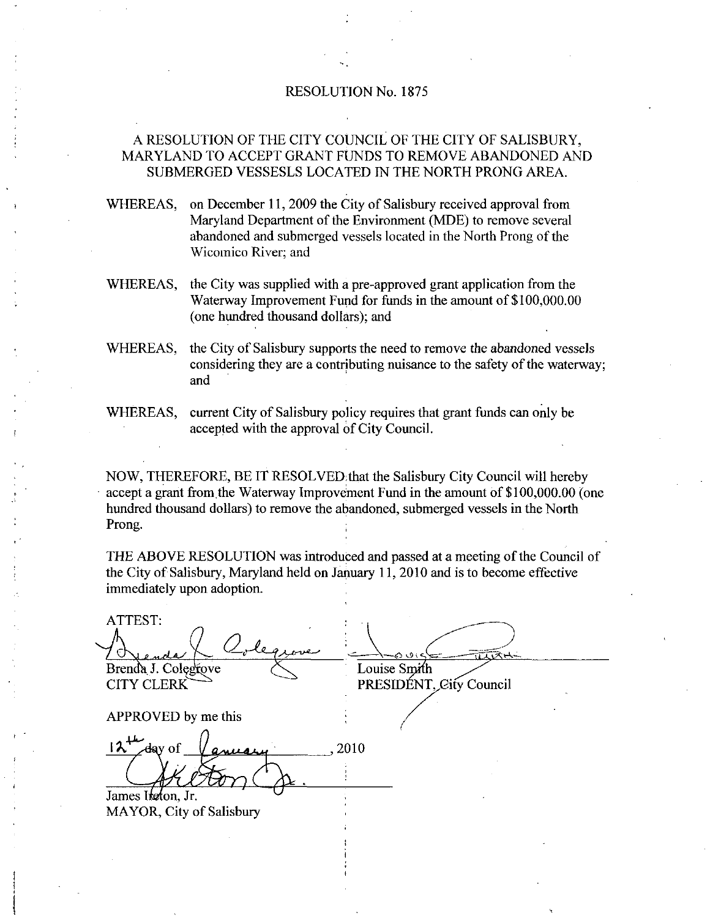# RESOLUTION No. 1875

## A RESOLUTION OF THE CITY COUNCIL OF THE CITY OF SALISBURY, MARYLAND TO ACCEPT GRANT FUNDS TO REMOVE ABANDONED AND SUBMERGED VESSESLS LOCATED IN THE NORTH PRONG AREA.

WHEREAS, on December 11, 2009 the City of Salisbury received approval from Maryland Department of the Environment (MDE) to remove several abandoned and submerged vessels located in the North Prong of the Wicomico River; and

WHEREAS, the City was supplied with a pre-approved grant application from the Waterway Improvement Fund for funds in the amount of $100,000.00 (one hundred thousand dollars); and

WHEREAS, the City of Salisbury supports the need to remove the abandoned vessels considering they are a contributing nuisance to the safety of the waterway; and

WHEREAS, current City of Salisbury policy requires that grant funds can only be accepted with the approval of City Council.

NOW, THEREFORE, BE IT RESOLVED that the Salisbury City Council will hereby accept a grant from the Waterway Improvement Fund in the amount of $100,000.00 (one hundred thousand dollars) to remove the abandoned, submerged vessels in the North Prong.

THE ABOVE RESOLUTION was introduced and passed at a meeting of the Council of the City of Salisbury, Maryland held on January 11, 2010 and is to become effective immediately upon adoption.

ATTEST:

Brenda J. Colegrove
CITY CLERK

Louise Smith
PRESIDENT, City Council

APPROVED by me this

12th day of January, 2010

James Ireton, Jr.
MAYOR, City of Salisbury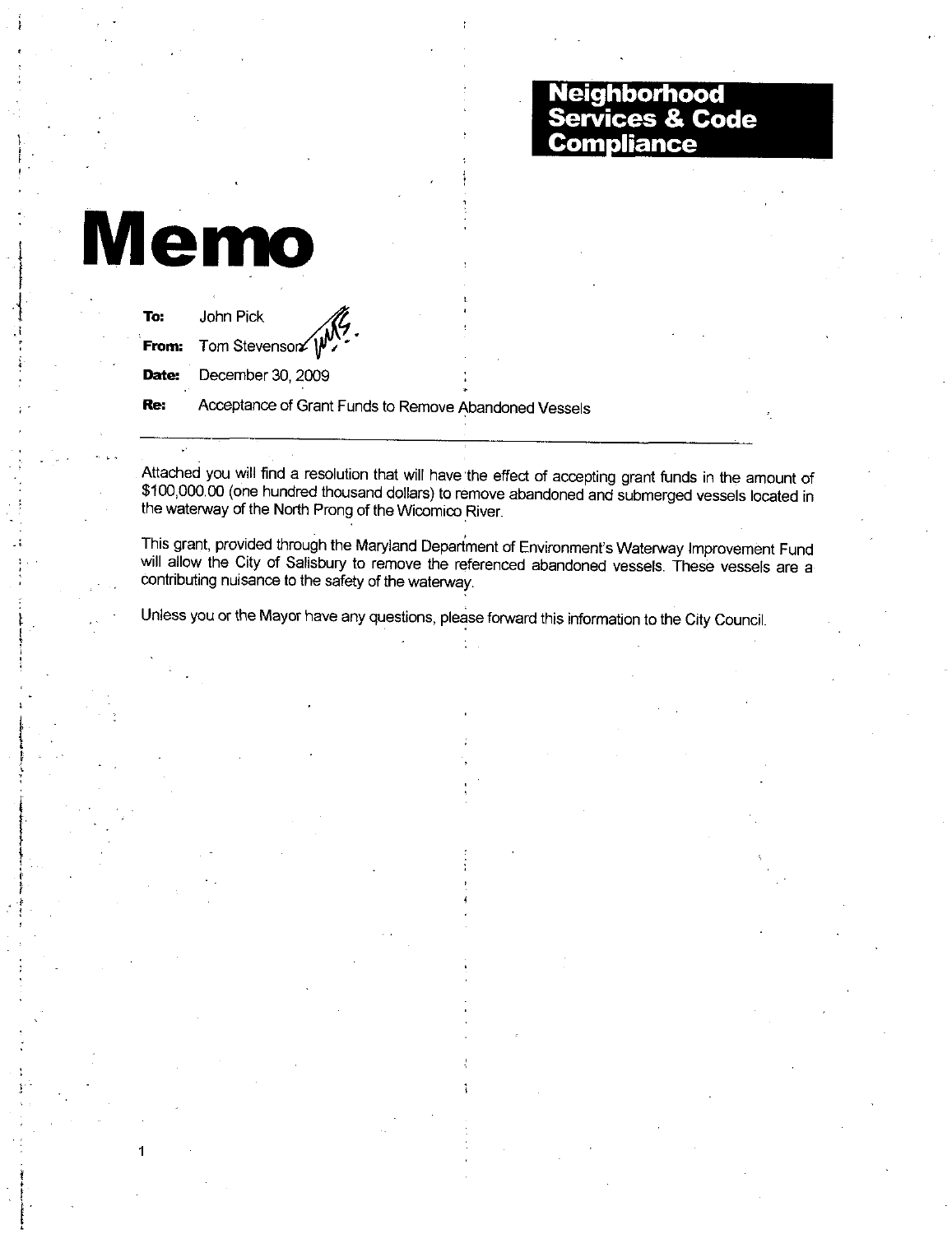**Neighborhood Services & Code Compliance**

# Memo

**To:** John Pick

**From:** Tom Stevenson

**Date:** December 30, 2009

**Re:** Acceptance of Grant Funds to Remove Abandoned Vessels

---

Attached you will find a resolution that will have the effect of accepting grant funds in the amount of $100,000.00 (one hundred thousand dollars) to remove abandoned and submerged vessels located in the waterway of the North Prong of the Wicomico River.

This grant, provided through the Maryland Department of Environment's Waterway Improvement Fund will allow the City of Salisbury to remove the referenced abandoned vessels. These vessels are a contributing nuisance to the safety of the waterway.

Unless you or the Mayor have any questions, please forward this information to the City Council.